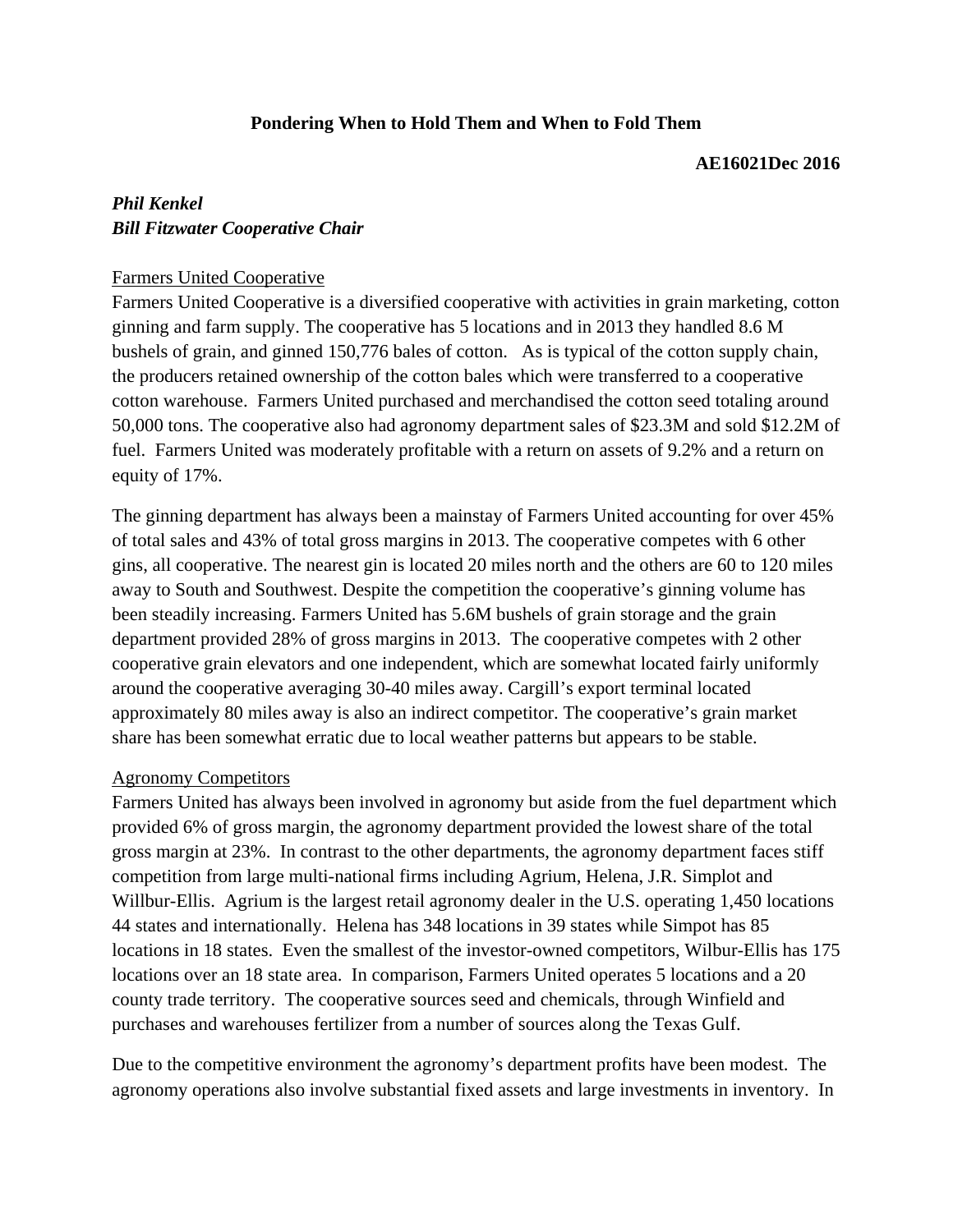**Pondering When to Hold Them and When to Fold Them**

**AE16021Dec 2016**

***Phil Kenkel***
***Bill Fitzwater Cooperative Chair***

Farmers United Cooperative

Farmers United Cooperative is a diversified cooperative with activities in grain marketing, cotton ginning and farm supply. The cooperative has 5 locations and in 2013 they handled 8.6 M bushels of grain, and ginned 150,776 bales of cotton. As is typical of the cotton supply chain, the producers retained ownership of the cotton bales which were transferred to a cooperative cotton warehouse. Farmers United purchased and merchandised the cotton seed totaling around 50,000 tons. The cooperative also had agronomy department sales of $23.3M and sold $12.2M of fuel. Farmers United was moderately profitable with a return on assets of 9.2% and a return on equity of 17%.

The ginning department has always been a mainstay of Farmers United accounting for over 45% of total sales and 43% of total gross margins in 2013. The cooperative competes with 6 other gins, all cooperative. The nearest gin is located 20 miles north and the others are 60 to 120 miles away to South and Southwest. Despite the competition the cooperative's ginning volume has been steadily increasing. Farmers United has 5.6M bushels of grain storage and the grain department provided 28% of gross margins in 2013. The cooperative competes with 2 other cooperative grain elevators and one independent, which are somewhat located fairly uniformly around the cooperative averaging 30-40 miles away. Cargill's export terminal located approximately 80 miles away is also an indirect competitor. The cooperative's grain market share has been somewhat erratic due to local weather patterns but appears to be stable.

Agronomy Competitors

Farmers United has always been involved in agronomy but aside from the fuel department which provided 6% of gross margin, the agronomy department provided the lowest share of the total gross margin at 23%. In contrast to the other departments, the agronomy department faces stiff competition from large multi-national firms including Agrium, Helena, J.R. Simplot and Willbur-Ellis. Agrium is the largest retail agronomy dealer in the U.S. operating 1,450 locations 44 states and internationally. Helena has 348 locations in 39 states while Simpot has 85 locations in 18 states. Even the smallest of the investor-owned competitors, Wilbur-Ellis has 175 locations over an 18 state area. In comparison, Farmers United operates 5 locations and a 20 county trade territory. The cooperative sources seed and chemicals, through Winfield and purchases and warehouses fertilizer from a number of sources along the Texas Gulf.

Due to the competitive environment the agronomy's department profits have been modest. The agronomy operations also involve substantial fixed assets and large investments in inventory. In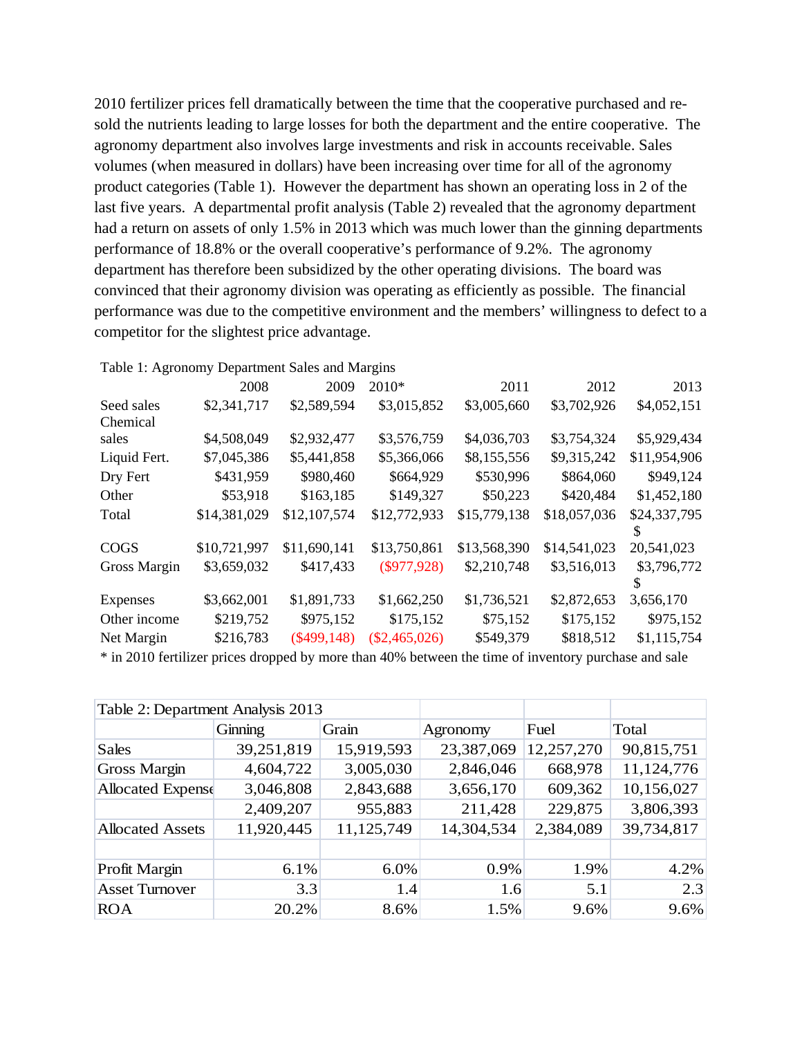2010 fertilizer prices fell dramatically between the time that the cooperative purchased and re-sold the nutrients leading to large losses for both the department and the entire cooperative. The agronomy department also involves large investments and risk in accounts receivable. Sales volumes (when measured in dollars) have been increasing over time for all of the agronomy product categories (Table 1). However the department has shown an operating loss in 2 of the last five years. A departmental profit analysis (Table 2) revealed that the agronomy department had a return on assets of only 1.5% in 2013 which was much lower than the ginning departments performance of 18.8% or the overall cooperative's performance of 9.2%. The agronomy department has therefore been subsidized by the other operating divisions. The board was convinced that their agronomy division was operating as efficiently as possible. The financial performance was due to the competitive environment and the members' willingness to defect to a competitor for the slightest price advantage.

Table 1: Agronomy Department Sales and Margins

| | 2008 | 2009 | 2010* | 2011 | 2012 | 2013 |
|---|---|---|---|---|---|---|
| Seed sales | $2,341,717 | $2,589,594 | $3,015,852 | $3,005,660 | $3,702,926 | $4,052,151 |
| Chemical sales | $4,508,049 | $2,932,477 | $3,576,759 | $4,036,703 | $3,754,324 | $5,929,434 |
| Liquid Fert. | $7,045,386 | $5,441,858 | $5,366,066 | $8,155,556 | $9,315,242 | $11,954,906 |
| Dry Fert | $431,959 | $980,460 | $664,929 | $530,996 | $864,060 | $949,124 |
| Other | $53,918 | $163,185 | $149,327 | $50,223 | $420,484 | $1,452,180 |
| Total | $14,381,029 | $12,107,574 | $12,772,933 | $15,779,138 | $18,057,036 | $24,337,795 |
| COGS | $10,721,997 | $11,690,141 | $13,750,861 | $13,568,390 | $14,541,023 | $ 20,541,023 |
| Gross Margin | $3,659,032 | $417,433 | ($977,928) | $2,210,748 | $3,516,013 | $3,796,772 |
| Expenses | $3,662,001 | $1,891,733 | $1,662,250 | $1,736,521 | $2,872,653 | $ 3,656,170 |
| Other income | $219,752 | $975,152 | $175,152 | $75,152 | $175,152 | $975,152 |
| Net Margin | $216,783 | ($499,148) | ($2,465,026) | $549,379 | $818,512 | $1,115,754 |

\* in 2010 fertilizer prices dropped by more than 40% between the time of inventory purchase and sale

| Table 2: Department Analysis 2013 | | | | | |
|---|---|---|---|---|---|
| | Ginning | Grain | Agronomy | Fuel | Total |
| Sales | 39,251,819 | 15,919,593 | 23,387,069 | 12,257,270 | 90,815,751 |
| Gross Margin | 4,604,722 | 3,005,030 | 2,846,046 | 668,978 | 11,124,776 |
| Allocated Expense | 3,046,808 | 2,843,688 | 3,656,170 | 609,362 | 10,156,027 |
| | 2,409,207 | 955,883 | 211,428 | 229,875 | 3,806,393 |
| Allocated Assets | 11,920,445 | 11,125,749 | 14,304,534 | 2,384,089 | 39,734,817 |
| | | | | | |
| Profit Margin | 6.1% | 6.0% | 0.9% | 1.9% | 4.2% |
| Asset Turnover | 3.3 | 1.4 | 1.6 | 5.1 | 2.3 |
| ROA | 20.2% | 8.6% | 1.5% | 9.6% | 9.6% |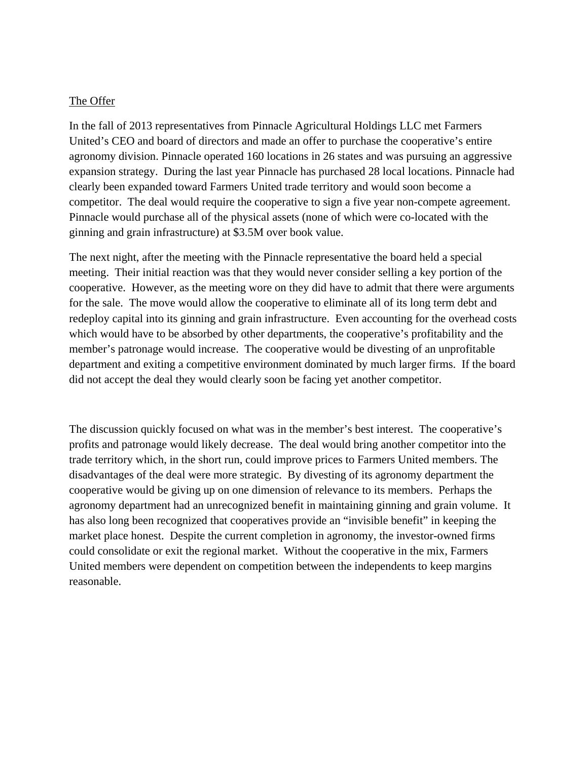<u>The Offer</u>

In the fall of 2013 representatives from Pinnacle Agricultural Holdings LLC met Farmers United's CEO and board of directors and made an offer to purchase the cooperative's entire agronomy division. Pinnacle operated 160 locations in 26 states and was pursuing an aggressive expansion strategy. During the last year Pinnacle has purchased 28 local locations. Pinnacle had clearly been expanded toward Farmers United trade territory and would soon become a competitor. The deal would require the cooperative to sign a five year non-compete agreement. Pinnacle would purchase all of the physical assets (none of which were co-located with the ginning and grain infrastructure) at $3.5M over book value.

The next night, after the meeting with the Pinnacle representative the board held a special meeting. Their initial reaction was that they would never consider selling a key portion of the cooperative. However, as the meeting wore on they did have to admit that there were arguments for the sale. The move would allow the cooperative to eliminate all of its long term debt and redeploy capital into its ginning and grain infrastructure. Even accounting for the overhead costs which would have to be absorbed by other departments, the cooperative's profitability and the member's patronage would increase. The cooperative would be divesting of an unprofitable department and exiting a competitive environment dominated by much larger firms. If the board did not accept the deal they would clearly soon be facing yet another competitor.

The discussion quickly focused on what was in the member's best interest. The cooperative's profits and patronage would likely decrease. The deal would bring another competitor into the trade territory which, in the short run, could improve prices to Farmers United members. The disadvantages of the deal were more strategic. By divesting of its agronomy department the cooperative would be giving up on one dimension of relevance to its members. Perhaps the agronomy department had an unrecognized benefit in maintaining ginning and grain volume. It has also long been recognized that cooperatives provide an "invisible benefit" in keeping the market place honest. Despite the current completion in agronomy, the investor-owned firms could consolidate or exit the regional market. Without the cooperative in the mix, Farmers United members were dependent on competition between the independents to keep margins reasonable.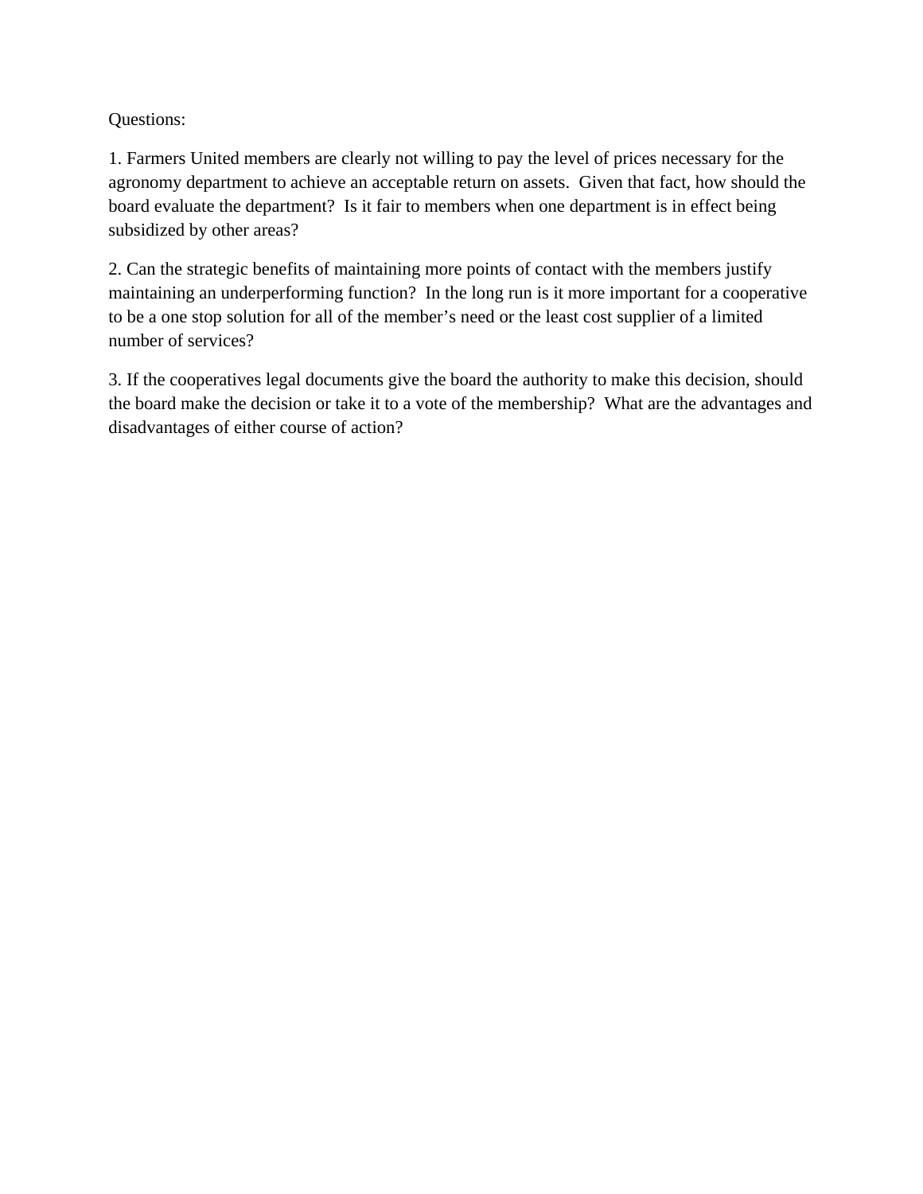Questions:

1. Farmers United members are clearly not willing to pay the level of prices necessary for the agronomy department to achieve an acceptable return on assets. Given that fact, how should the board evaluate the department? Is it fair to members when one department is in effect being subsidized by other areas?

2. Can the strategic benefits of maintaining more points of contact with the members justify maintaining an underperforming function? In the long run is it more important for a cooperative to be a one stop solution for all of the member's need or the least cost supplier of a limited number of services?

3. If the cooperatives legal documents give the board the authority to make this decision, should the board make the decision or take it to a vote of the membership? What are the advantages and disadvantages of either course of action?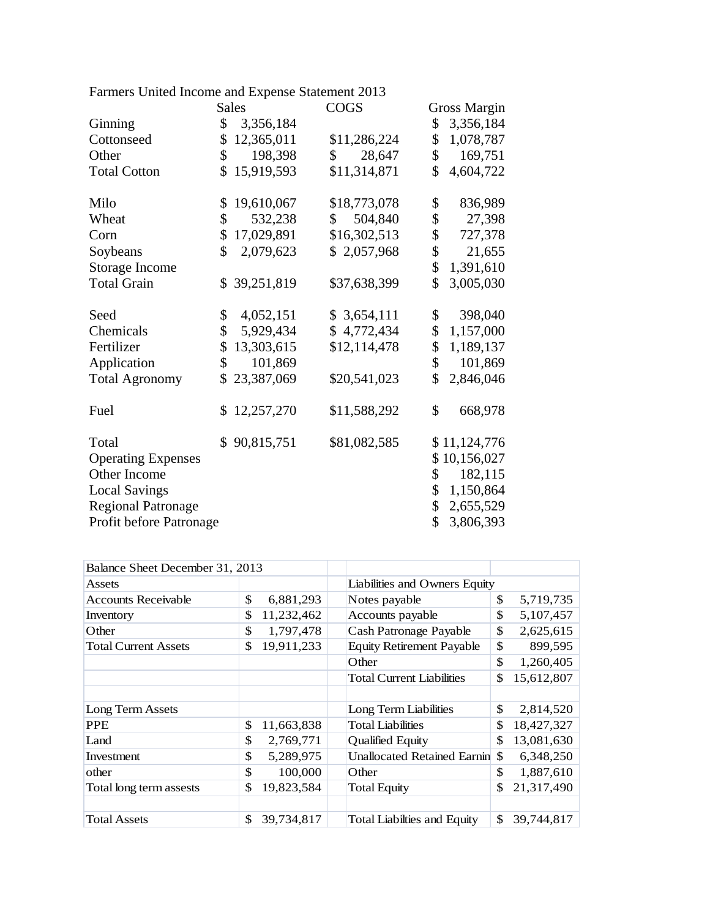Farmers United Income and Expense Statement 2013

| | Sales | COGS | Gross Margin |
|---|---|---|---|
| Ginning | $ 3,356,184 | | $ 3,356,184 |
| Cottonseed | $ 12,365,011 | $11,286,224 | $ 1,078,787 |
| Other | $ 198,398 | $ 28,647 | $ 169,751 |
| Total Cotton | $ 15,919,593 | $11,314,871 | $ 4,604,722 |
| | | | |
| Milo | $ 19,610,067 | $18,773,078 | $ 836,989 |
| Wheat | $ 532,238 | $ 504,840 | $ 27,398 |
| Corn | $ 17,029,891 | $16,302,513 | $ 727,378 |
| Soybeans | $ 2,079,623 | $ 2,057,968 | $ 21,655 |
| Storage Income | | | $ 1,391,610 |
| Total Grain | $ 39,251,819 | $37,638,399 | $ 3,005,030 |
| | | | |
| Seed | $ 4,052,151 | $ 3,654,111 | $ 398,040 |
| Chemicals | $ 5,929,434 | $ 4,772,434 | $ 1,157,000 |
| Fertilizer | $ 13,303,615 | $12,114,478 | $ 1,189,137 |
| Application | $ 101,869 | | $ 101,869 |
| Total Agronomy | $ 23,387,069 | $20,541,023 | $ 2,846,046 |
| | | | |
| Fuel | $ 12,257,270 | $11,588,292 | $ 668,978 |
| | | | |
| Total | $ 90,815,751 | $81,082,585 | $ 11,124,776 |
| Operating Expenses | | | $ 10,156,027 |
| Other Income | | | $ 182,115 |
| Local Savings | | | $ 1,150,864 |
| Regional Patronage | | | $ 2,655,529 |
| Profit before Patronage | | | $ 3,806,393 |

| Balance Sheet December 31, 2013 | | | |
|---|---|---|---|
| Assets | | Liabilities and Owners Equity | |
| Accounts Receivable | $ 6,881,293 | Notes payable | $ 5,719,735 |
| Inventory | $ 11,232,462 | Accounts payable | $ 5,107,457 |
| Other | $ 1,797,478 | Cash Patronage Payable | $ 2,625,615 |
| Total Current Assets | $ 19,911,233 | Equity Retirement Payable | $ 899,595 |
| | | Other | $ 1,260,405 |
| | | Total Current Liabilities | $ 15,612,807 |
| | | | |
| Long Term Assets | | Long Term Liabilities | $ 2,814,520 |
| PPE | $ 11,663,838 | Total Liabilities | $ 18,427,327 |
| Land | $ 2,769,771 | Qualified Equity | $ 13,081,630 |
| Investment | $ 5,289,975 | Unallocated Retained Earnin | $ 6,348,250 |
| other | $ 100,000 | Other | $ 1,887,610 |
| Total long term assests | $ 19,823,584 | Total Equity | $ 21,317,490 |
| | | | |
| Total Assets | $ 39,734,817 | Total Liabilties and Equity | $ 39,744,817 |